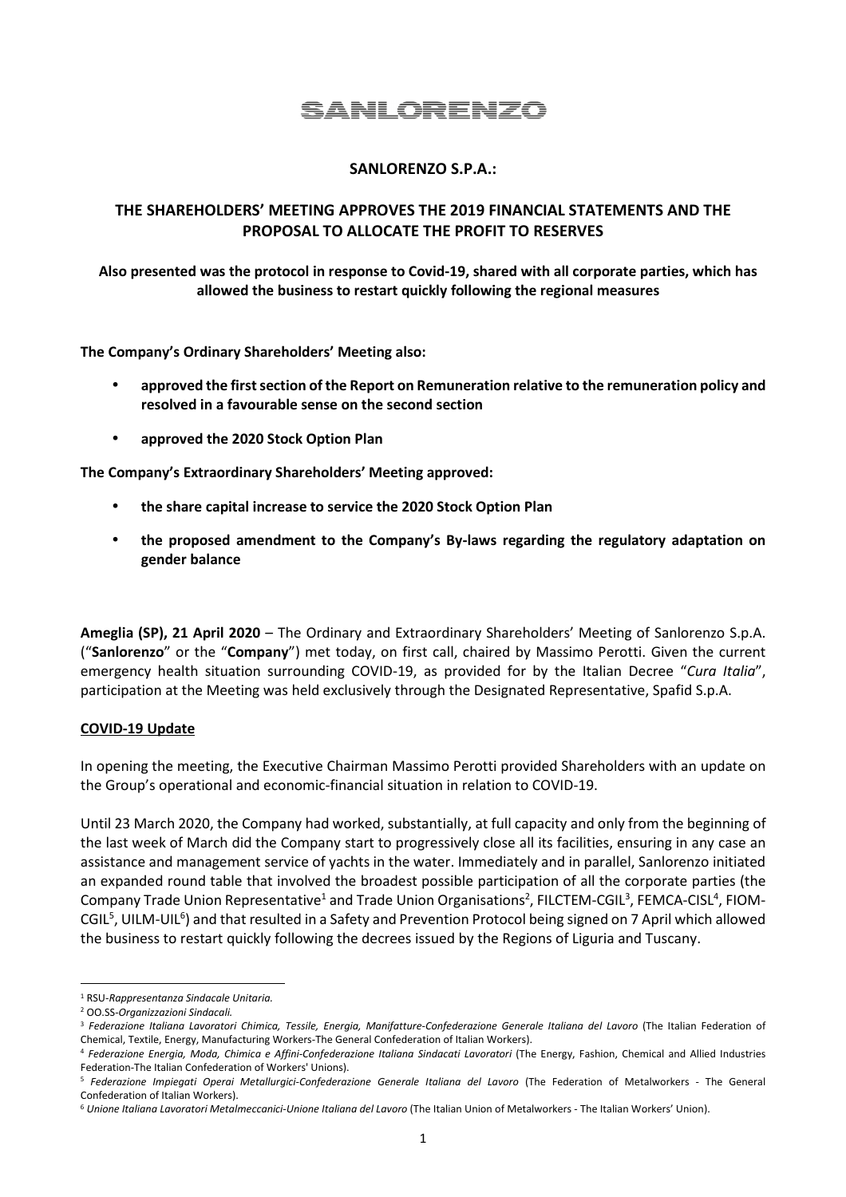SANLORENZO

# SANLORENZO S.P.A.:

## THE SHAREHOLDERS' MEETING APPROVES THE 2019 FINANCIAL STATEMENTS AND THE PROPOSAL TO ALLOCATE THE PROFIT TO RESERVES

**Also presented was the protocol in response to Covid-19, shared with all corporate parties, which has allowed the business to restart quickly following the regional measures**

**The Company's Ordinary Shareholders' Meeting also:**

- **approved the first section of the Report on Remuneration relative to the remuneration policy and resolved in a favourable sense on the second section**
- **approved the 2020 Stock Option Plan**

**The Company's Extraordinary Shareholders' Meeting approved:**

- **the share capital increase to service the 2020 Stock Option Plan**
- **the proposed amendment to the Company's By-laws regarding the regulatory adaptation on gender balance**

**Ameglia (SP), 21 April 2020** – The Ordinary and Extraordinary Shareholders' Meeting of Sanlorenzo S.p.A. ("**Sanlorenzo**" or the "**Company**") met today, on first call, chaired by Massimo Perotti. Given the current emergency health situation surrounding COVID-19, as provided for by the Italian Decree "*Cura Italia*", participation at the Meeting was held exclusively through the Designated Representative, Spafid S.p.A.

**COVID-19 Update**

In opening the meeting, the Executive Chairman Massimo Perotti provided Shareholders with an update on the Group's operational and economic-financial situation in relation to COVID-19.

Until 23 March 2020, the Company had worked, substantially, at full capacity and only from the beginning of the last week of March did the Company start to progressively close all its facilities, ensuring in any case an assistance and management service of yachts in the water. Immediately and in parallel, Sanlorenzo initiated an expanded round table that involved the broadest possible participation of all the corporate parties (the Company Trade Union Representative[1] and Trade Union Organisations[2], FILCTEM-CGIL[3], FEMCA-CISL[4], FIOM-CGIL[5], UILM-UIL[6]) and that resulted in a Safety and Prevention Protocol being signed on 7 April which allowed the business to restart quickly following the decrees issued by the Regions of Liguria and Tuscany.

---

[1] RSU-*Rappresentanza Sindacale Unitaria.*

[2] OO.SS-*Organizzazioni Sindacali.*

[3] *Federazione Italiana Lavoratori Chimica, Tessile, Energia, Manifatture-Confederazione Generale Italiana del Lavoro* (The Italian Federation of Chemical, Textile, Energy, Manufacturing Workers-The General Confederation of Italian Workers).

[4] *Federazione Energia, Moda, Chimica e Affini-Confederazione Italiana Sindacati Lavoratori* (The Energy, Fashion, Chemical and Allied Industries Federation-The Italian Confederation of Workers' Unions).

[5] *Federazione Impiegati Operai Metallurgici-Confederazione Generale Italiana del Lavoro* (The Federation of Metalworkers - The General Confederation of Italian Workers).

[6] *Unione Italiana Lavoratori Metalmeccanici-Unione Italiana del Lavoro* (The Italian Union of Metalworkers - The Italian Workers' Union).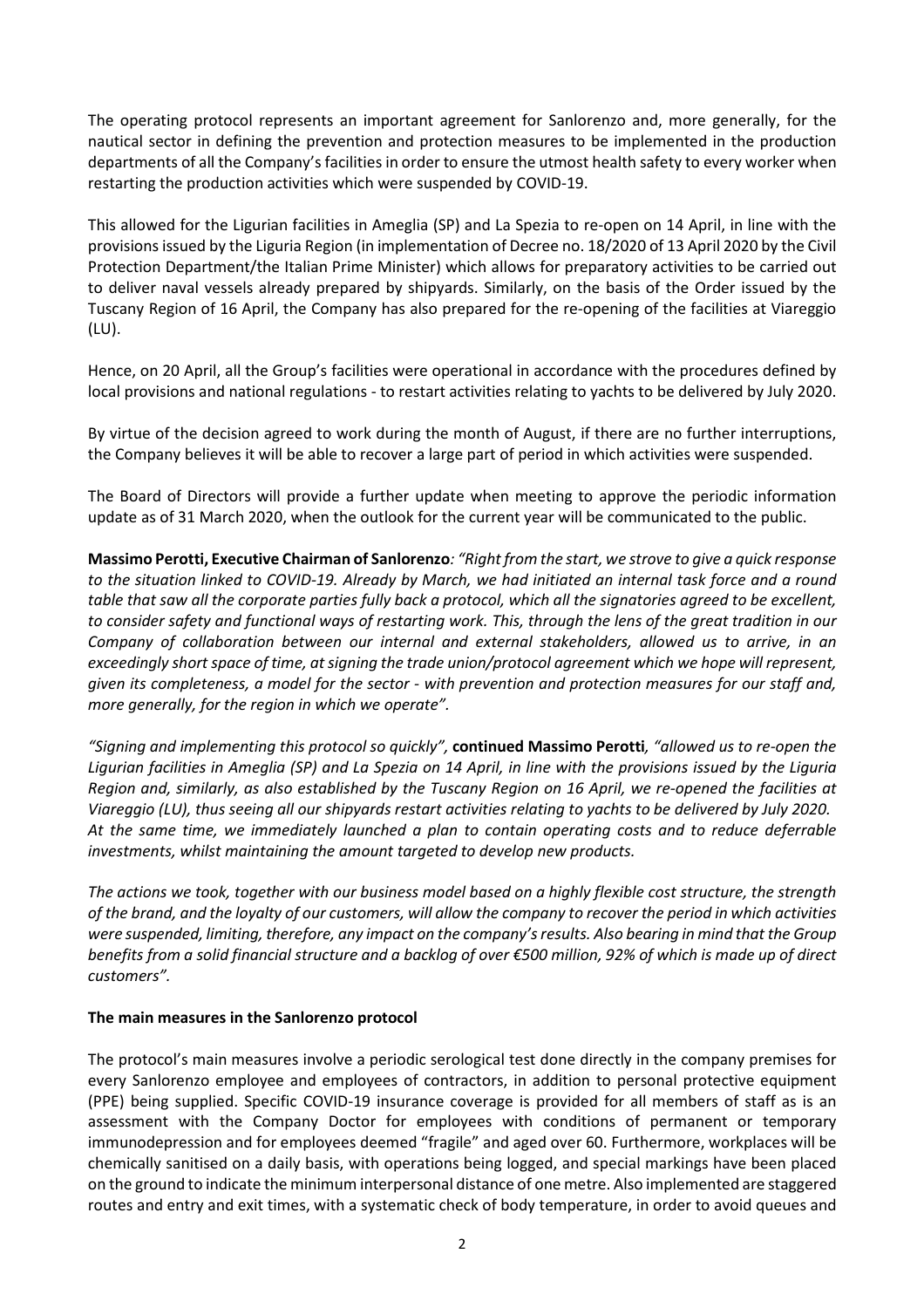The operating protocol represents an important agreement for Sanlorenzo and, more generally, for the nautical sector in defining the prevention and protection measures to be implemented in the production departments of all the Company's facilities in order to ensure the utmost health safety to every worker when restarting the production activities which were suspended by COVID-19.

This allowed for the Ligurian facilities in Ameglia (SP) and La Spezia to re-open on 14 April, in line with the provisions issued by the Liguria Region (in implementation of Decree no. 18/2020 of 13 April 2020 by the Civil Protection Department/the Italian Prime Minister) which allows for preparatory activities to be carried out to deliver naval vessels already prepared by shipyards. Similarly, on the basis of the Order issued by the Tuscany Region of 16 April, the Company has also prepared for the re-opening of the facilities at Viareggio (LU).

Hence, on 20 April, all the Group's facilities were operational in accordance with the procedures defined by local provisions and national regulations - to restart activities relating to yachts to be delivered by July 2020.

By virtue of the decision agreed to work during the month of August, if there are no further interruptions, the Company believes it will be able to recover a large part of period in which activities were suspended.

The Board of Directors will provide a further update when meeting to approve the periodic information update as of 31 March 2020, when the outlook for the current year will be communicated to the public.

**Massimo Perotti, Executive Chairman of Sanlorenzo***: "Right from the start, we strove to give a quick response to the situation linked to COVID-19. Already by March, we had initiated an internal task force and a round table that saw all the corporate parties fully back a protocol, which all the signatories agreed to be excellent, to consider safety and functional ways of restarting work. This, through the lens of the great tradition in our Company of collaboration between our internal and external stakeholders, allowed us to arrive, in an exceedingly short space of time, at signing the trade union/protocol agreement which we hope will represent, given its completeness, a model for the sector - with prevention and protection measures for our staff and, more generally, for the region in which we operate".*

*"Signing and implementing this protocol so quickly",* **continued Massimo Perotti***, "allowed us to re-open the Ligurian facilities in Ameglia (SP) and La Spezia on 14 April, in line with the provisions issued by the Liguria Region and, similarly, as also established by the Tuscany Region on 16 April, we re-opened the facilities at Viareggio (LU), thus seeing all our shipyards restart activities relating to yachts to be delivered by July 2020. At the same time, we immediately launched a plan to contain operating costs and to reduce deferrable investments, whilst maintaining the amount targeted to develop new products.*

*The actions we took, together with our business model based on a highly flexible cost structure, the strength of the brand, and the loyalty of our customers, will allow the company to recover the period in which activities were suspended, limiting, therefore, any impact on the company's results. Also bearing in mind that the Group benefits from a solid financial structure and a backlog of over €500 million, 92% of which is made up of direct customers".*

**The main measures in the Sanlorenzo protocol**

The protocol's main measures involve a periodic serological test done directly in the company premises for every Sanlorenzo employee and employees of contractors, in addition to personal protective equipment (PPE) being supplied. Specific COVID-19 insurance coverage is provided for all members of staff as is an assessment with the Company Doctor for employees with conditions of permanent or temporary immunodepression and for employees deemed "fragile" and aged over 60. Furthermore, workplaces will be chemically sanitised on a daily basis, with operations being logged, and special markings have been placed on the ground to indicate the minimum interpersonal distance of one metre. Also implemented are staggered routes and entry and exit times, with a systematic check of body temperature, in order to avoid queues and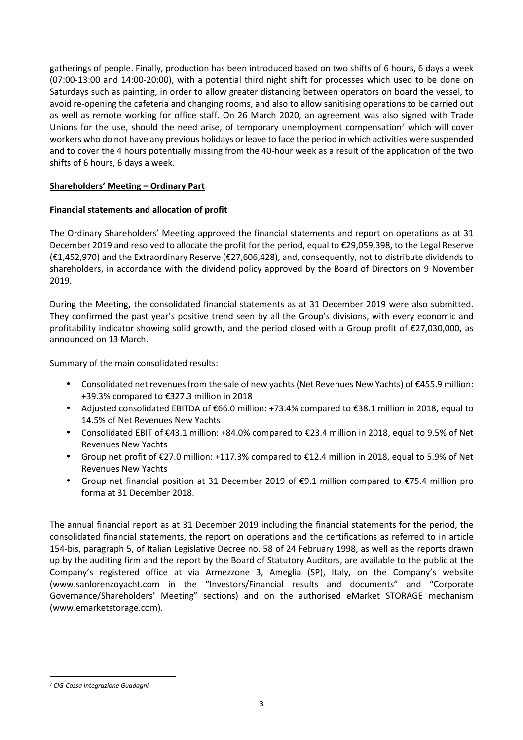gatherings of people. Finally, production has been introduced based on two shifts of 6 hours, 6 days a week (07:00-13:00 and 14:00-20:00), with a potential third night shift for processes which used to be done on Saturdays such as painting, in order to allow greater distancing between operators on board the vessel, to avoid re-opening the cafeteria and changing rooms, and also to allow sanitising operations to be carried out as well as remote working for office staff. On 26 March 2020, an agreement was also signed with Trade Unions for the use, should the need arise, of temporary unemployment compensation[7] which will cover workers who do not have any previous holidays or leave to face the period in which activities were suspended and to cover the 4 hours potentially missing from the 40-hour week as a result of the application of the two shifts of 6 hours, 6 days a week.

## Shareholders' Meeting – Ordinary Part

### Financial statements and allocation of profit

The Ordinary Shareholders' Meeting approved the financial statements and report on operations as at 31 December 2019 and resolved to allocate the profit for the period, equal to €29,059,398, to the Legal Reserve (€1,452,970) and the Extraordinary Reserve (€27,606,428), and, consequently, not to distribute dividends to shareholders, in accordance with the dividend policy approved by the Board of Directors on 9 November 2019.

During the Meeting, the consolidated financial statements as at 31 December 2019 were also submitted. They confirmed the past year's positive trend seen by all the Group's divisions, with every economic and profitability indicator showing solid growth, and the period closed with a Group profit of €27,030,000, as announced on 13 March.

Summary of the main consolidated results:

- Consolidated net revenues from the sale of new yachts (Net Revenues New Yachts) of €455.9 million: +39.3% compared to €327.3 million in 2018
- Adjusted consolidated EBITDA of €66.0 million: +73.4% compared to €38.1 million in 2018, equal to 14.5% of Net Revenues New Yachts
- Consolidated EBIT of €43.1 million: +84.0% compared to €23.4 million in 2018, equal to 9.5% of Net Revenues New Yachts
- Group net profit of €27.0 million: +117.3% compared to €12.4 million in 2018, equal to 5.9% of Net Revenues New Yachts
- Group net financial position at 31 December 2019 of €9.1 million compared to €75.4 million pro forma at 31 December 2018.

The annual financial report as at 31 December 2019 including the financial statements for the period, the consolidated financial statements, the report on operations and the certifications as referred to in article 154-bis, paragraph 5, of Italian Legislative Decree no. 58 of 24 February 1998, as well as the reports drawn up by the auditing firm and the report by the Board of Statutory Auditors, are available to the public at the Company's registered office at via Armezzone 3, Ameglia (SP), Italy, on the Company's website (www.sanlorenzoyacht.com in the "Investors/Financial results and documents" and "Corporate Governance/Shareholders' Meeting" sections) and on the authorised eMarket STORAGE mechanism (www.emarketstorage.com).

---

[7] *CIG-Cassa Integrazione Guadagni.*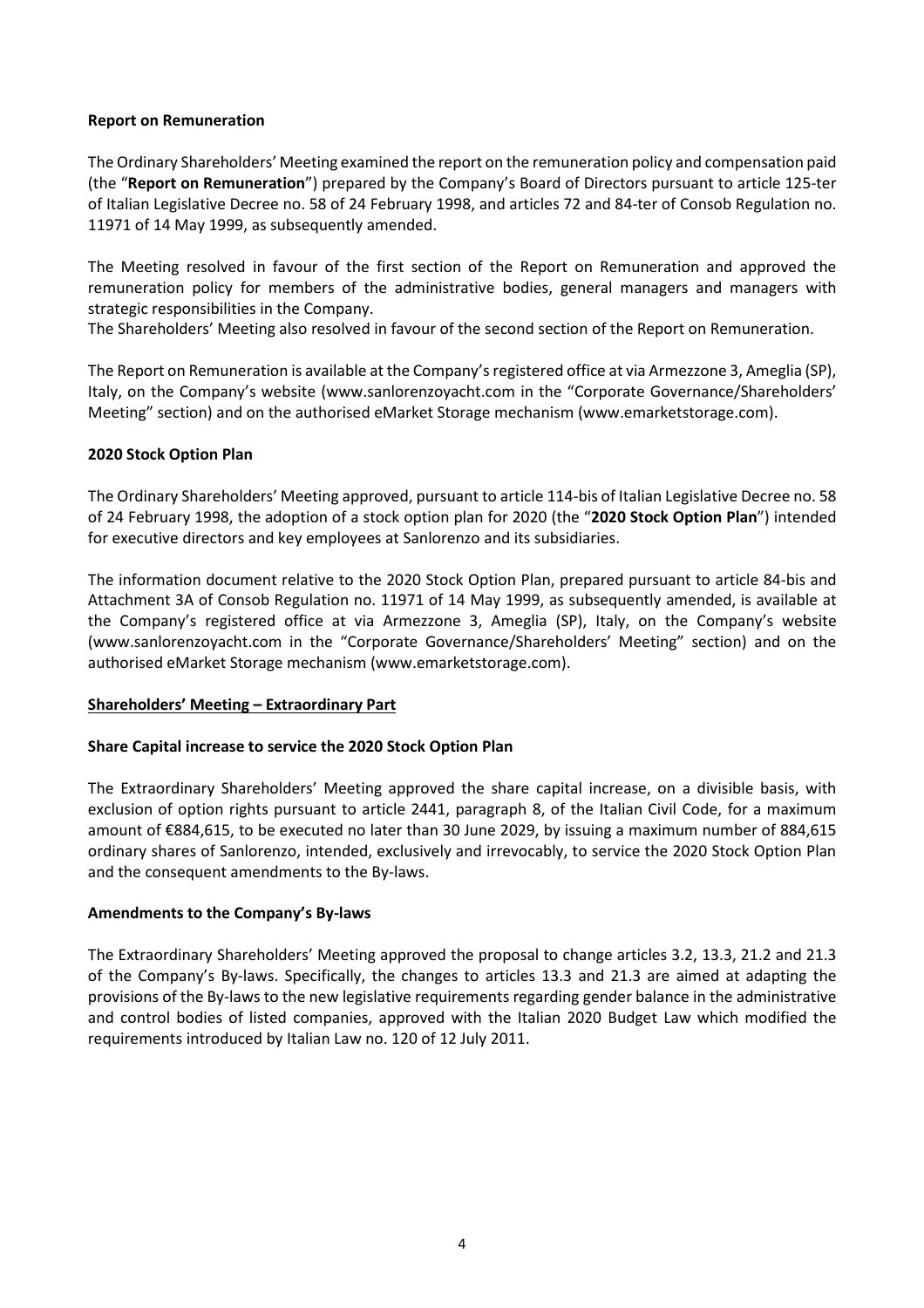**Report on Remuneration**

The Ordinary Shareholders' Meeting examined the report on the remuneration policy and compensation paid (the "**Report on Remuneration**") prepared by the Company's Board of Directors pursuant to article 125-ter of Italian Legislative Decree no. 58 of 24 February 1998, and articles 72 and 84-ter of Consob Regulation no. 11971 of 14 May 1999, as subsequently amended.

The Meeting resolved in favour of the first section of the Report on Remuneration and approved the remuneration policy for members of the administrative bodies, general managers and managers with strategic responsibilities in the Company.
The Shareholders' Meeting also resolved in favour of the second section of the Report on Remuneration.

The Report on Remuneration is available at the Company's registered office at via Armezzone 3, Ameglia (SP), Italy, on the Company's website (www.sanlorenzoyacht.com in the "Corporate Governance/Shareholders' Meeting" section) and on the authorised eMarket Storage mechanism (www.emarketstorage.com).

**2020 Stock Option Plan**

The Ordinary Shareholders' Meeting approved, pursuant to article 114-bis of Italian Legislative Decree no. 58 of 24 February 1998, the adoption of a stock option plan for 2020 (the "**2020 Stock Option Plan**") intended for executive directors and key employees at Sanlorenzo and its subsidiaries.

The information document relative to the 2020 Stock Option Plan, prepared pursuant to article 84-bis and Attachment 3A of Consob Regulation no. 11971 of 14 May 1999, as subsequently amended, is available at the Company's registered office at via Armezzone 3, Ameglia (SP), Italy, on the Company's website (www.sanlorenzoyacht.com in the "Corporate Governance/Shareholders' Meeting" section) and on the authorised eMarket Storage mechanism (www.emarketstorage.com).

**<u>Shareholders' Meeting – Extraordinary Part</u>**

**Share Capital increase to service the 2020 Stock Option Plan**

The Extraordinary Shareholders' Meeting approved the share capital increase, on a divisible basis, with exclusion of option rights pursuant to article 2441, paragraph 8, of the Italian Civil Code, for a maximum amount of €884,615, to be executed no later than 30 June 2029, by issuing a maximum number of 884,615 ordinary shares of Sanlorenzo, intended, exclusively and irrevocably, to service the 2020 Stock Option Plan and the consequent amendments to the By-laws.

**Amendments to the Company's By-laws**

The Extraordinary Shareholders' Meeting approved the proposal to change articles 3.2, 13.3, 21.2 and 21.3 of the Company's By-laws. Specifically, the changes to articles 13.3 and 21.3 are aimed at adapting the provisions of the By-laws to the new legislative requirements regarding gender balance in the administrative and control bodies of listed companies, approved with the Italian 2020 Budget Law which modified the requirements introduced by Italian Law no. 120 of 12 July 2011.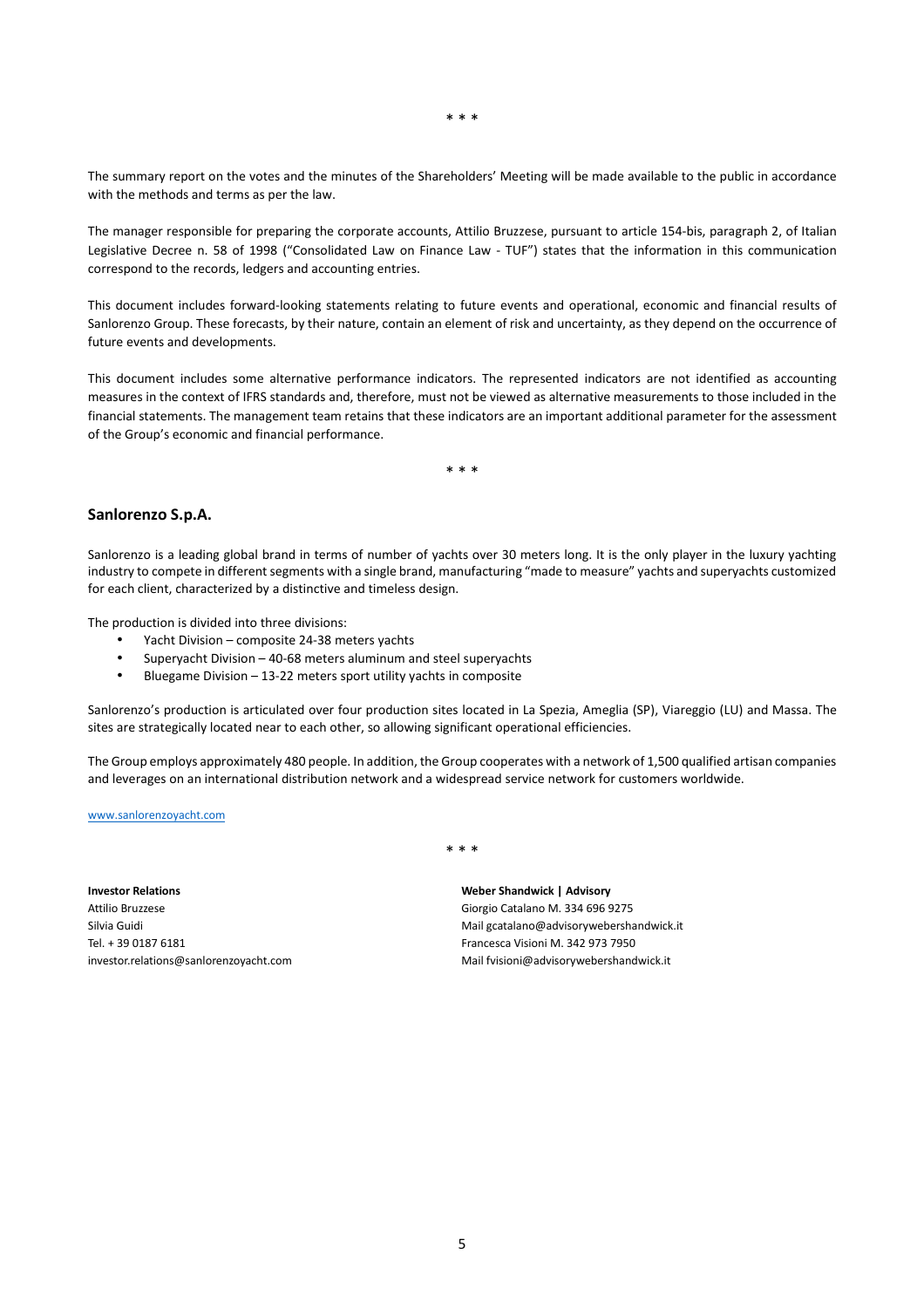\* \* \*

The summary report on the votes and the minutes of the Shareholders' Meeting will be made available to the public in accordance with the methods and terms as per the law.

The manager responsible for preparing the corporate accounts, Attilio Bruzzese, pursuant to article 154-bis, paragraph 2, of Italian Legislative Decree n. 58 of 1998 ("Consolidated Law on Finance Law - TUF") states that the information in this communication correspond to the records, ledgers and accounting entries.

This document includes forward-looking statements relating to future events and operational, economic and financial results of Sanlorenzo Group. These forecasts, by their nature, contain an element of risk and uncertainty, as they depend on the occurrence of future events and developments.

This document includes some alternative performance indicators. The represented indicators are not identified as accounting measures in the context of IFRS standards and, therefore, must not be viewed as alternative measurements to those included in the financial statements. The management team retains that these indicators are an important additional parameter for the assessment of the Group's economic and financial performance.

\* \* \*

## Sanlorenzo S.p.A.

Sanlorenzo is a leading global brand in terms of number of yachts over 30 meters long. It is the only player in the luxury yachting industry to compete in different segments with a single brand, manufacturing "made to measure" yachts and superyachts customized for each client, characterized by a distinctive and timeless design.

The production is divided into three divisions:

- Yacht Division – composite 24-38 meters yachts
- Superyacht Division – 40-68 meters aluminum and steel superyachts
- Bluegame Division – 13-22 meters sport utility yachts in composite

Sanlorenzo's production is articulated over four production sites located in La Spezia, Ameglia (SP), Viareggio (LU) and Massa. The sites are strategically located near to each other, so allowing significant operational efficiencies.

The Group employs approximately 480 people. In addition, the Group cooperates with a network of 1,500 qualified artisan companies and leverages on an international distribution network and a widespread service network for customers worldwide.

www.sanlorenzoyacht.com

\* \* \*

**Investor Relations**
Attilio Bruzzese
Silvia Guidi
Tel. + 39 0187 6181
investor.relations@sanlorenzoyacht.com

**Weber Shandwick | Advisory**
Giorgio Catalano M. 334 696 9275
Mail gcatalano@advisorywebershandwick.it
Francesca Visioni M. 342 973 7950
Mail fvisioni@advisorywebershandwick.it